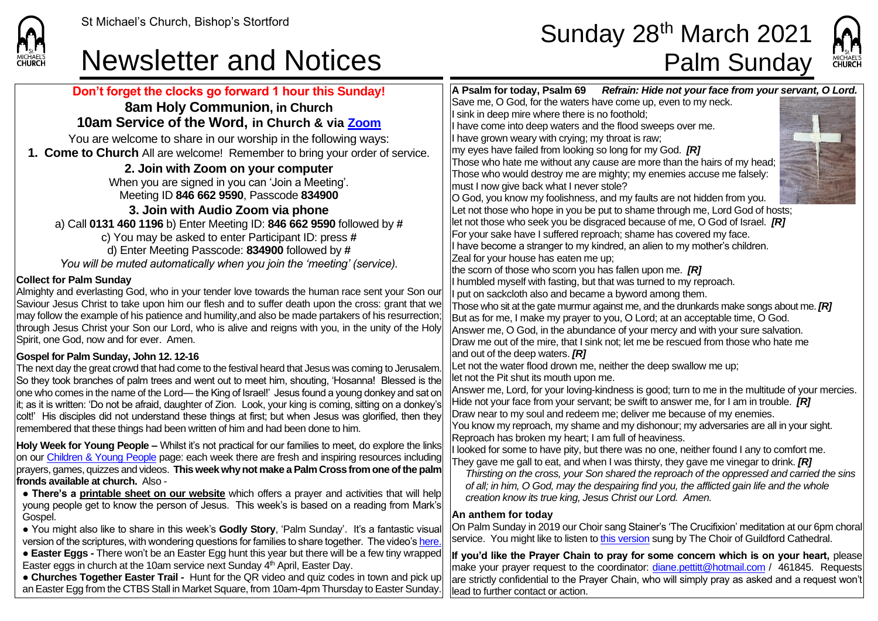St Michael's Church, Bishop's Stortford

# Newsletter and Notices

# Sunday 28th March 2021 Palm Sunday

**Don't forget the clocks go forward 1 hour this Sunday!**

## 8am Holy Communion, in Church
## 10am Service of the Word, in Church & via Zoom

You are welcome to share in our worship in the following ways:

**1. Come to Church** All are welcome! Remember to bring your order of service.

**2. Join with Zoom on your computer**

When you are signed in you can 'Join a Meeting'.
Meeting ID **846 662 9590**, Passcode **834900**

**3. Join with Audio Zoom via phone**

a) Call **0131 460 1196** b) Enter Meeting ID: **846 662 9590** followed by **#**
c) You may be asked to enter Participant ID: press **#**
d) Enter Meeting Passcode: **834900** followed by **#**
*You will be muted automatically when you join the 'meeting' (service).*

**Collect for Palm Sunday**

Almighty and everlasting God, who in your tender love towards the human race sent your Son our Saviour Jesus Christ to take upon him our flesh and to suffer death upon the cross: grant that we may follow the example of his patience and humility,and also be made partakers of his resurrection; through Jesus Christ your Son our Lord, who is alive and reigns with you, in the unity of the Holy Spirit, one God, now and for ever. Amen.

**Gospel for Palm Sunday, John 12. 12-16**

The next day the great crowd that had come to the festival heard that Jesus was coming to Jerusalem. So they took branches of palm trees and went out to meet him, shouting, 'Hosanna! Blessed is the one who comes in the name of the Lord— the King of Israel!' Jesus found a young donkey and sat on it; as it is written: 'Do not be afraid, daughter of Zion. Look, your king is coming, sitting on a donkey's colt!' His disciples did not understand these things at first; but when Jesus was glorified, then they remembered that these things had been written of him and had been done to him.

**Holy Week for Young People –** Whilst it's not practical for our families to meet, do explore the links on our Children & Young People page: each week there are fresh and inspiring resources including prayers, games, quizzes and videos. **This week why not make a Palm Cross from one of the palm fronds available at church.** Also -

- **There's a printable sheet on our website** which offers a prayer and activities that will help young people get to know the person of Jesus. This week's is based on a reading from Mark's Gospel.
- You might also like to share in this week's **Godly Story**, 'Palm Sunday'. It's a fantastic visual version of the scriptures, with wondering questions for families to share together. The video's here.
- **Easter Eggs -** There won't be an Easter Egg hunt this year but there will be a few tiny wrapped Easter eggs in church at the 10am service next Sunday 4th April, Easter Day.
- **Churches Together Easter Trail -** Hunt for the QR video and quiz codes in town and pick up an Easter Egg from the CTBS Stall in Market Square, from 10am-4pm Thursday to Easter Sunday.

**A Psalm for today, Psalm 69** *Refrain: Hide not your face from your servant, O Lord.*

Save me, O God, for the waters have come up, even to my neck.
I sink in deep mire where there is no foothold;
I have come into deep waters and the flood sweeps over me.
I have grown weary with crying; my throat is raw;
my eyes have failed from looking so long for my God. ***[R]***
Those who hate me without any cause are more than the hairs of my head;
Those who would destroy me are mighty; my enemies accuse me falsely:
must I now give back what I never stole?
O God, you know my foolishness, and my faults are not hidden from you.
Let not those who hope in you be put to shame through me, Lord God of hosts;
let not those who seek you be disgraced because of me, O God of Israel. ***[R]***
For your sake have I suffered reproach; shame has covered my face.
I have become a stranger to my kindred, an alien to my mother's children.
Zeal for your house has eaten me up;
the scorn of those who scorn you has fallen upon me. ***[R]***
I humbled myself with fasting, but that was turned to my reproach.
I put on sackcloth also and became a byword among them.
Those who sit at the gate murmur against me, and the drunkards make songs about me. ***[R]***
But as for me, I make my prayer to you, O Lord; at an acceptable time, O God.
Answer me, O God, in the abundance of your mercy and with your sure salvation.
Draw me out of the mire, that I sink not; let me be rescued from those who hate me
and out of the deep waters. ***[R]***
Let not the water flood drown me, neither the deep swallow me up;
let not the Pit shut its mouth upon me.
Answer me, Lord, for your loving-kindness is good; turn to me in the multitude of your mercies.
Hide not your face from your servant; be swift to answer me, for I am in trouble. ***[R]***
Draw near to my soul and redeem me; deliver me because of my enemies.
You know my reproach, my shame and my dishonour; my adversaries are all in your sight.
Reproach has broken my heart; I am full of heaviness.
I looked for some to have pity, but there was no one, neither found I any to comfort me.
They gave me gall to eat, and when I was thirsty, they gave me vinegar to drink. ***[R]***

*Thirsting on the cross, your Son shared the reproach of the oppressed and carried the sins of all; in him, O God, may the despairing find you, the afflicted gain life and the whole creation know its true king, Jesus Christ our Lord. Amen.*

**An anthem for today**

On Palm Sunday in 2019 our Choir sang Stainer's 'The Crucifixion' meditation at our 6pm choral service. You might like to listen to this version sung by The Choir of Guildford Cathedral.

**If you'd like the Prayer Chain to pray for some concern which is on your heart,** please make your prayer request to the coordinator: diane.pettitt@hotmail.com / 461845. Requests are strictly confidential to the Prayer Chain, who will simply pray as asked and a request won't lead to further contact or action.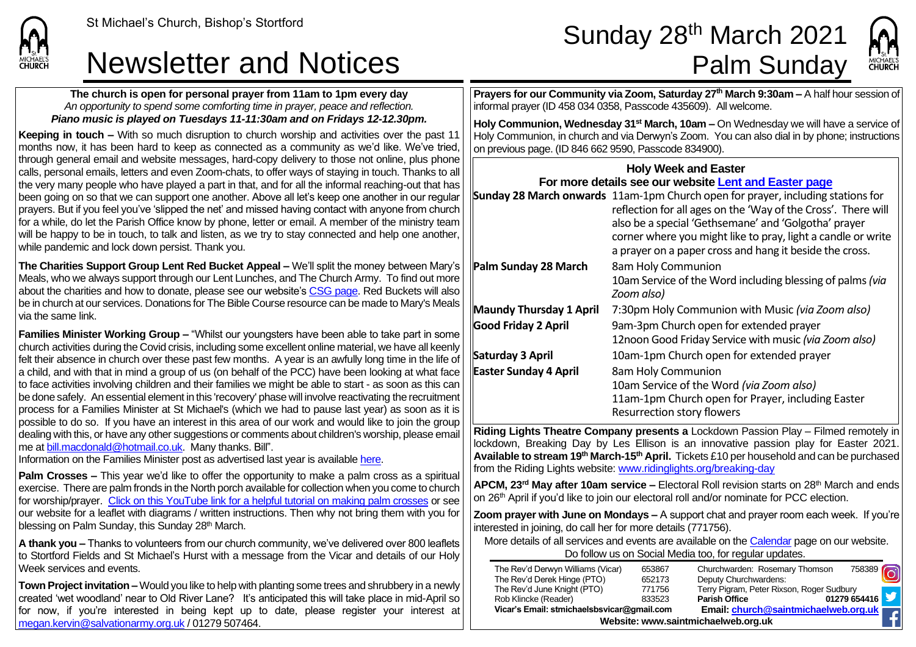St Michael's Church, Bishop's Stortford

# Newsletter and Notices

# Sunday 28th March 2021 Palm Sunday

**The church is open for personal prayer from 11am to 1pm every day**
*An opportunity to spend some comforting time in prayer, peace and reflection.*
***Piano music is played on Tuesdays 11-11:30am and on Fridays 12-12.30pm.***

**Keeping in touch –** With so much disruption to church worship and activities over the past 11 months now, it has been hard to keep as connected as a community as we'd like. We've tried, through general email and website messages, hard-copy delivery to those not online, plus phone calls, personal emails, letters and even Zoom-chats, to offer ways of staying in touch. Thanks to all the very many people who have played a part in that, and for all the informal reaching-out that has been going on so that we can support one another. Above all let's keep one another in our regular prayers. But if you feel you've 'slipped the net' and missed having contact with anyone from church for a while, do let the Parish Office know by phone, letter or email. A member of the ministry team will be happy to be in touch, to talk and listen, as we try to stay connected and help one another, while pandemic and lock down persist. Thank you.

**The Charities Support Group Lent Red Bucket Appeal –** We'll split the money between Mary's Meals, who we always support through our Lent Lunches, and The Church Army. To find out more about the charities and how to donate, please see our website's CSG page. Red Buckets will also be in church at our services. Donations for The Bible Course resource can be made to Mary's Meals via the same link.

**Families Minister Working Group –** "Whilst our youngsters have been able to take part in some church activities during the Covid crisis, including some excellent online material, we have all keenly felt their absence in church over these past few months. A year is an awfully long time in the life of a child, and with that in mind a group of us (on behalf of the PCC) have been looking at what face to face activities involving children and their families we might be able to start - as soon as this can be done safely. An essential element in this 'recovery' phase will involve reactivating the recruitment process for a Families Minister at St Michael's (which we had to pause last year) as soon as it is possible to do so. If you have an interest in this area of our work and would like to join the group dealing with this, or have any other suggestions or comments about children's worship, please email me at bill.macdonald@hotmail.co.uk. Many thanks. Bill".
Information on the Families Minister post as advertised last year is available here.

**Palm Crosses –** This year we'd like to offer the opportunity to make a palm cross as a spiritual exercise. There are palm fronds in the North porch available for collection when you come to church for worship/prayer. Click on this YouTube link for a helpful tutorial on making palm crosses or see our website for a leaflet with diagrams / written instructions. Then why not bring them with you for blessing on Palm Sunday, this Sunday 28th March.

**A thank you –** Thanks to volunteers from our church community, we've delivered over 800 leaflets to Stortford Fields and St Michael's Hurst with a message from the Vicar and details of our Holy Week services and events.

**Town Project invitation –** Would you like to help with planting some trees and shrubbery in a newly created 'wet woodland' near to Old River Lane? It's anticipated this will take place in mid-April so for now, if you're interested in being kept up to date, please register your interest at megan.kervin@salvationarmy.org.uk / 01279 507464.

**Prayers for our Community via Zoom, Saturday 27th March 9:30am –** A half hour session of informal prayer (ID 458 034 0358, Passcode 435609). All welcome.

**Holy Communion, Wednesday 31st March, 10am –** On Wednesday we will have a service of Holy Communion, in church and via Derwyn's Zoom. You can also dial in by phone; instructions on previous page. (ID 846 662 9590, Passcode 834900).

### Holy Week and Easter
**For more details see our website Lent and Easter page**

| | |
|---|---|
| **Sunday 28 March onwards** | 11am-1pm Church open for prayer, including stations for reflection for all ages on the 'Way of the Cross'. There will also be a special 'Gethsemane' and 'Golgotha' prayer corner where you might like to pray, light a candle or write a prayer on a paper cross and hang it beside the cross. |
| **Palm Sunday 28 March** | 8am Holy Communion<br>10am Service of the Word including blessing of palms *(via Zoom also)* |
| **Maundy Thursday 1 April** | 7:30pm Holy Communion with Music *(via Zoom also)* |
| **Good Friday 2 April** | 9am-3pm Church open for extended prayer<br>12noon Good Friday Service with music *(via Zoom also)* |
| **Saturday 3 April** | 10am-1pm Church open for extended prayer |
| **Easter Sunday 4 April** | 8am Holy Communion<br>10am Service of the Word *(via Zoom also)*<br>11am-1pm Church open for Prayer, including Easter Resurrection story flowers |

**Riding Lights Theatre Company presents a** Lockdown Passion Play – Filmed remotely in lockdown, Breaking Day by Les Ellison is an innovative passion play for Easter 2021. **Available to stream 19th March-15th April.** Tickets £10 per household and can be purchased from the Riding Lights website: www.ridinglights.org/breaking-day

**APCM, 23rd May after 10am service –** Electoral Roll revision starts on 28th March and ends on 26th April if you'd like to join our electoral roll and/or nominate for PCC election.

**Zoom prayer with June on Mondays –** A support chat and prayer room each week. If you're interested in joining, do call her for more details (771756).

More details of all services and events are available on the Calendar page on our website.
Do follow us on Social Media too, for regular updates.

| | | | |
|---|---|---|---|
| The Rev'd Derwyn Williams (Vicar) | 653867 | Churchwarden: Rosemary Thomson | 758389 |
| The Rev'd Derek Hinge (PTO) | 652173 | Deputy Churchwardens: | |
| The Rev'd June Knight (PTO) | 771756 | Terry Pigram, Peter Rixson, Roger Sudbury | |
| Rob Klincke (Reader) | 833523 | **Parish Office** | **01279 654416** |
| **Vicar's Email: stmichaelsbsvicar@gmail.com** | | **Email: church@saintmichaelweb.org.uk** | |

**Website: www.saintmichaelweb.org.uk**